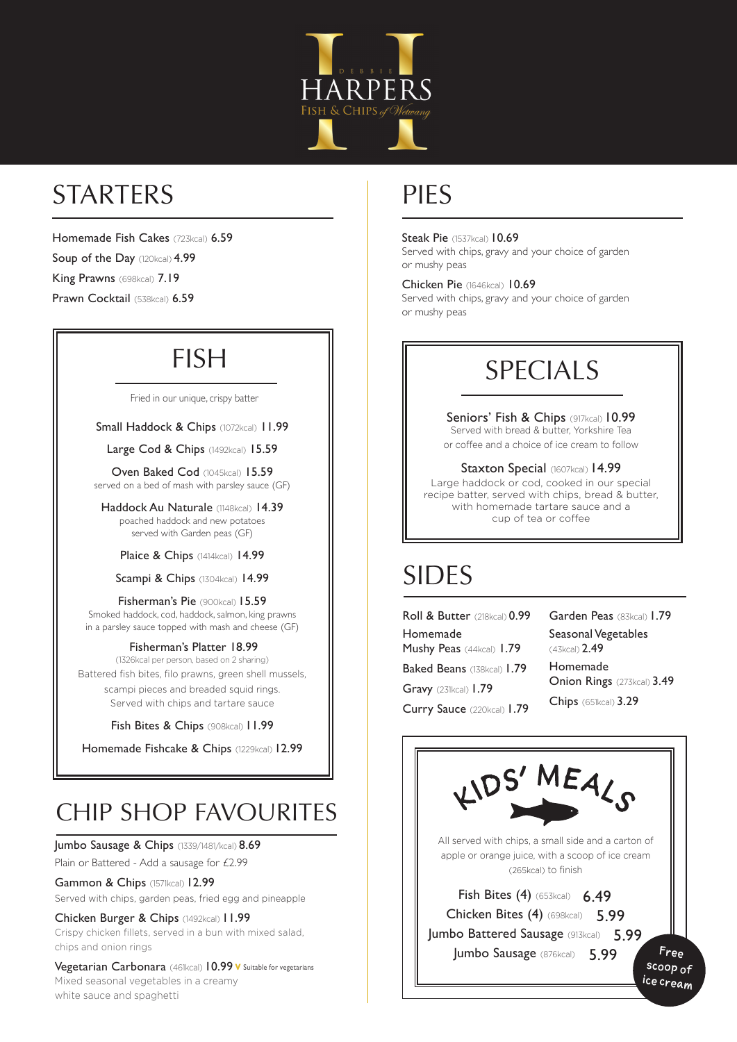DEBBIE HARPERS
FISH & CHIPS *of Wetwang*

## STARTERS

Homemade Fish Cakes (723kcal) 6.59
Soup of the Day (120kcal) 4.99
King Prawns (698kcal) 7.19
Prawn Cocktail (538kcal) 6.59

## FISH

Fried in our unique, crispy batter

Small Haddock & Chips (1072kcal) 11.99

Large Cod & Chips (1492kcal) 15.59

Oven Baked Cod (1045kcal) 15.59
served on a bed of mash with parsley sauce (GF)

Haddock Au Naturale (1148kcal) 14.39
poached haddock and new potatoes served with Garden peas (GF)

Plaice & Chips (1414kcal) 14.99

Scampi & Chips (1304kcal) 14.99

Fisherman's Pie (900kcal) 15.59
Smoked haddock, cod, haddock, salmon, king prawns in a parsley sauce topped with mash and cheese (GF)

Fisherman's Platter 18.99
(1326kcal per person, based on 2 sharing)
Battered fish bites, filo prawns, green shell mussels, scampi pieces and breaded squid rings. Served with chips and tartare sauce

Fish Bites & Chips (908kcal) 11.99

Homemade Fishcake & Chips (1229kcal) 12.99

## CHIP SHOP FAVOURITES

Jumbo Sausage & Chips (1339/1481/kcal) 8.69
Plain or Battered - Add a sausage for £2.99

Gammon & Chips (1571kcal) 12.99
Served with chips, garden peas, fried egg and pineapple

Chicken Burger & Chips (1492kcal) 11.99
Crispy chicken fillets, served in a bun with mixed salad, chips and onion rings

Vegetarian Carbonara (461kcal) 10.99 V Suitable for vegetarians
Mixed seasonal vegetables in a creamy white sauce and spaghetti

## PIES

Steak Pie (1537kcal) 10.69
Served with chips, gravy and your choice of garden or mushy peas

Chicken Pie (1646kcal) 10.69
Served with chips, gravy and your choice of garden or mushy peas

## SPECIALS

Seniors' Fish & Chips (917kcal) 10.99
Served with bread & butter, Yorkshire Tea or coffee and a choice of ice cream to follow

Staxton Special (1607kcal) 14.99
Large haddock or cod, cooked in our special recipe batter, served with chips, bread & butter, with homemade tartare sauce and a cup of tea or coffee

## SIDES

Roll & Butter (218kcal) 0.99
Homemade Mushy Peas (44kcal) 1.79
Baked Beans (138kcal) 1.79
Gravy (231kcal) 1.79
Curry Sauce (220kcal) 1.79
Garden Peas (83kcal) 1.79
Seasonal Vegetables (43kcal) 2.49
Homemade Onion Rings (273kcal) 3.49
Chips (651kcal) 3.29

## KIDS' MEALS

All served with chips, a small side and a carton of apple or orange juice, with a scoop of ice cream (265kcal) to finish

Fish Bites (4) (653kcal) 6.49
Chicken Bites (4) (698kcal) 5.99
Jumbo Battered Sausage (913kcal) 5.99
Jumbo Sausage (876kcal) 5.99

Free scoop of ice cream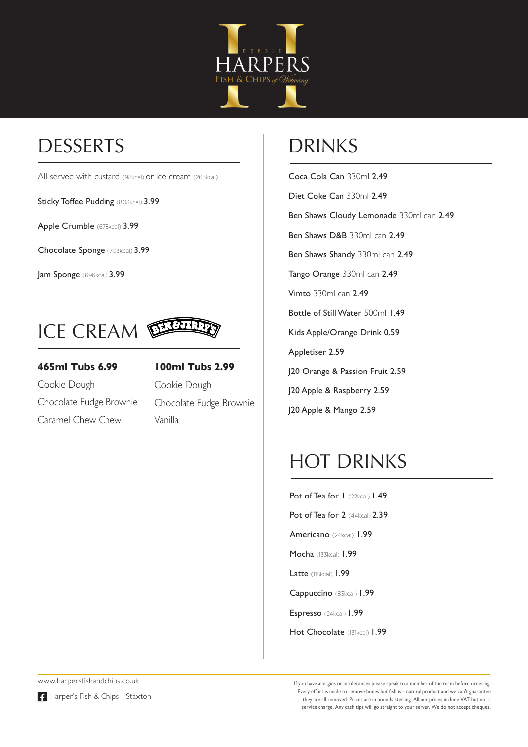DEBBIE HARPERS FISH & CHIPS of Wetwang

## DESSERTS

All served with custard (98kcal) or ice cream (265kcal)

Sticky Toffee Pudding (803kcal) **3.99**

Apple Crumble (678kcal) **3.99**

Chocolate Sponge (703kcal) **3.99**

Jam Sponge (696kcal) **3.99**

## ICE CREAM

BEN & JERRY'S

| **465ml Tubs 6.99** | **100ml Tubs 2.99** |
|---|---|
| Cookie Dough | Cookie Dough |
| Chocolate Fudge Brownie | Chocolate Fudge Brownie |
| Caramel Chew Chew | Vanilla |

## DRINKS

Coca Cola Can 330ml **2.49**

Diet Coke Can 330ml **2.49**

Ben Shaws Cloudy Lemonade 330ml can **2.49**

Ben Shaws D&B 330ml can **2.49**

Ben Shaws Shandy 330ml can **2.49**

Tango Orange 330ml can **2.49**

Vimto 330ml can **2.49**

Bottle of Still Water 500ml **1.49**

Kids Apple/Orange Drink 0.59

Appletiser 2.59

J20 Orange & Passion Fruit 2.59

J20 Apple & Raspberry 2.59

J20 Apple & Mango 2.59

## HOT DRINKS

Pot of Tea for 1 (22kcal) **1.49**

Pot of Tea for 2 (44kcal) **2.39**

Americano (24kcal) **1.99**

Mocha (133kcal) **1.99**

Latte (118kcal) **1.99**

Cappuccino (83kcal) **1.99**

Espresso (24kcal) **1.99**

Hot Chocolate (131kcal) **1.99**

www.harpersfishandchips.co.uk

Harper's Fish & Chips - Staxton

If you have allergies or intolerances please speak to a member of the team before ordering. Every effort is made to remove bones but fish is a natural product and we can't guarantee they are all removed. Prices are in pounds sterling. All our prices include VAT but not a service charge. Any cash tips will go straight to your server. We do not accept cheques.